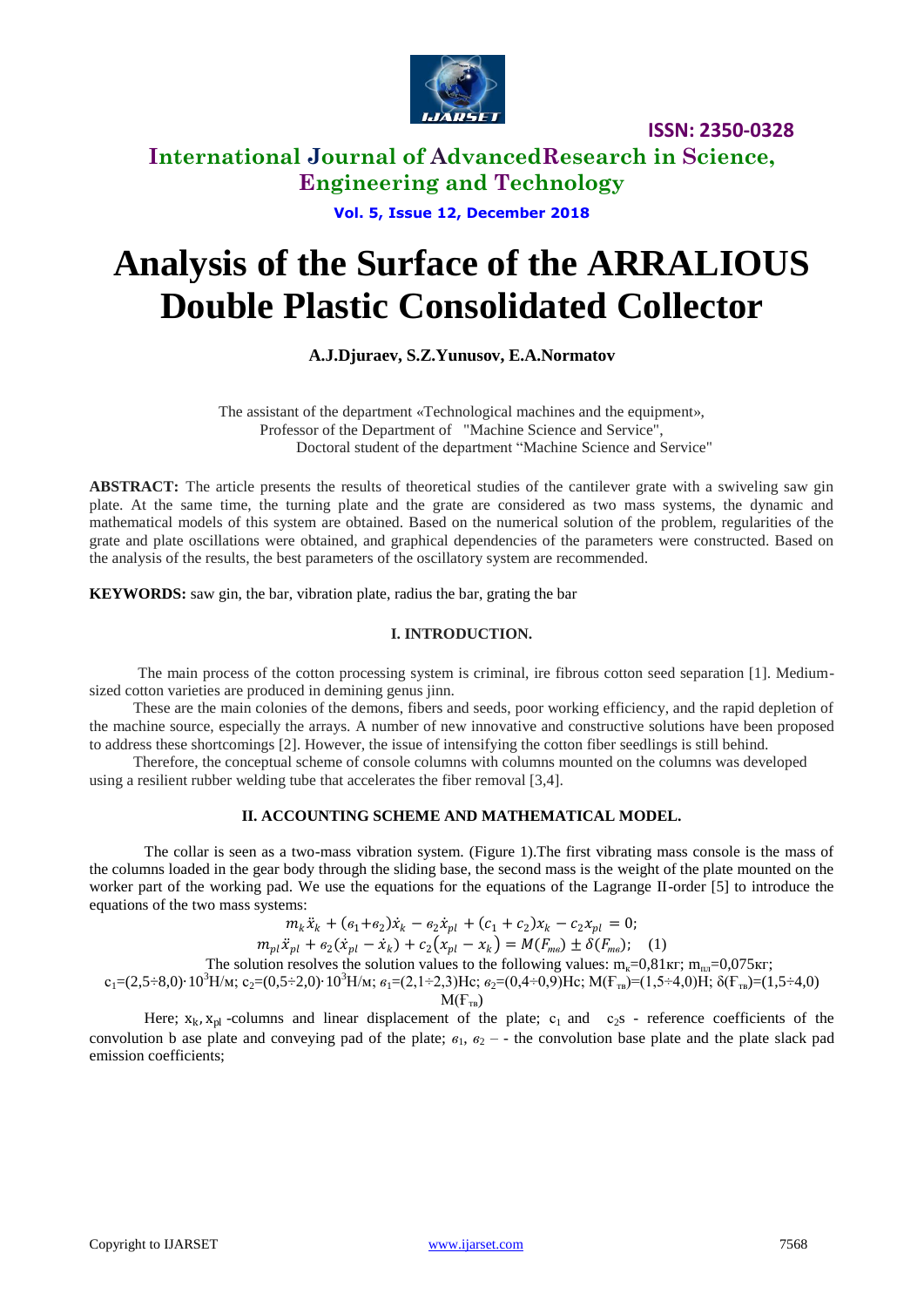# Analysis of the Surface of the ARRALIOUS Double Plastic Consolidated Collector

**A.J.Djuraev, S.Z.Yunusov, E.A.Normatov**

The assistant of the department «Technological machines and the equipment»,
Professor of the Department of "Machine Science and Service",
Doctoral student of the department "Machine Science and Service"

**ABSTRACT:** The article presents the results of theoretical studies of the cantilever grate with a swiveling saw gin plate. At the same time, the turning plate and the grate are considered as two mass systems, the dynamic and mathematical models of this system are obtained. Based on the numerical solution of the problem, regularities of the grate and plate oscillations were obtained, and graphical dependencies of the parameters were constructed. Based on the analysis of the results, the best parameters of the oscillatory system are recommended.

**KEYWORDS:** saw gin, the bar, vibration plate, radius the bar, grating the bar

## I. INTRODUCTION.

The main process of the cotton processing system is criminal, ire fibrous cotton seed separation [1]. Medium-sized cotton varieties are produced in demining genus jinn.

These are the main colonies of the demons, fibers and seeds, poor working efficiency, and the rapid depletion of the machine source, especially the arrays. A number of new innovative and constructive solutions have been proposed to address these shortcomings [2]. However, the issue of intensifying the cotton fiber seedlings is still behind.

Therefore, the conceptual scheme of console columns with columns mounted on the columns was developed using a resilient rubber welding tube that accelerates the fiber removal [3,4].

## II. ACCOUNTING SCHEME AND MATHEMATICAL MODEL.

The collar is seen as a two-mass vibration system. (Figure 1).The first vibrating mass console is the mass of the columns loaded in the gear body through the sliding base, the second mass is the weight of the plate mounted on the worker part of the working pad. We use the equations for the equations of the Lagrange II-order [5] to introduce the equations of the two mass systems:

$$m_k\ddot{x}_k + (в_1+в_2)\dot{x}_k - в_2\dot{x}_{pl} + (c_1+c_2)x_k - c_2x_{pl} = 0;$$
$$m_{pl}\ddot{x}_{pl} + в_2(\dot{x}_{pl} - \dot{x}_k) + c_2(x_{pl} - x_k) = M(F_{тв}) \pm \delta(F_{тв}); \quad (1)$$

The solution resolves the solution values to the following values: $m_к$=0,81кг; $m_{пл}$=0,075кг; $c_1$=(2,5÷8,0)·$10^3$Н/м; $c_2$=(0,5÷2,0)·$10^3$Н/м; $в_1$=(2,1÷2,3)Нс; $в_2$=(0,4÷0,9)Нс; $M(F_{тв})$=(1,5÷4,0)Н; $\delta(F_{тв})$=(1,5÷4,0) $M(F_{тв})$

Here; $x_k$, $x_{pl}$ -columns and linear displacement of the plate; $c_1$ and $c_2$s - reference coefficients of the convolution b ase plate and conveying pad of the plate; $в_1$, $в_2$ – - the convolution base plate and the plate slack pad emission coefficients;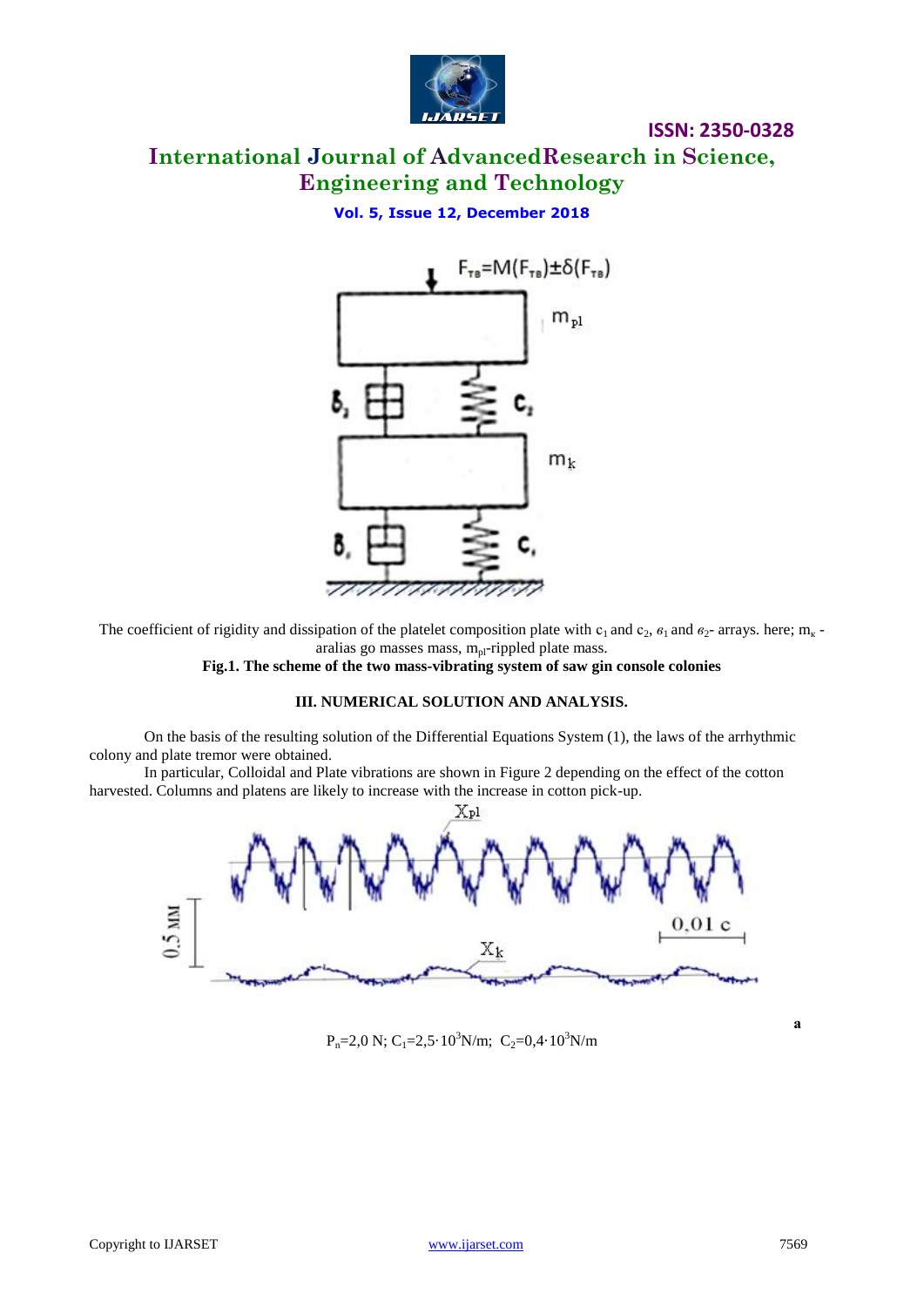The coefficient of rigidity and dissipation of the platelet composition plate with $c_1$ and $c_2$, $в_1$ and $в_2$- arrays. here; $m_к$ - aralias go masses mass, $m_{pl}$-rippled plate mass.

**Fig.1. The scheme of the two mass-vibrating system of saw gin console colonies**

### III. NUMERICAL SOLUTION AND ANALYSIS.

On the basis of the resulting solution of the Differential Equations System (1), the laws of the arrhythmic colony and plate tremor were obtained.

In particular, Colloidal and Plate vibrations are shown in Figure 2 depending on the effect of the cotton harvested. Columns and platens are likely to increase with the increase in cotton pick-up.

a

$P_n$=2,0 N; $C_1$=2,5·$10^3$N/m; $C_2$=0,4·$10^3$N/m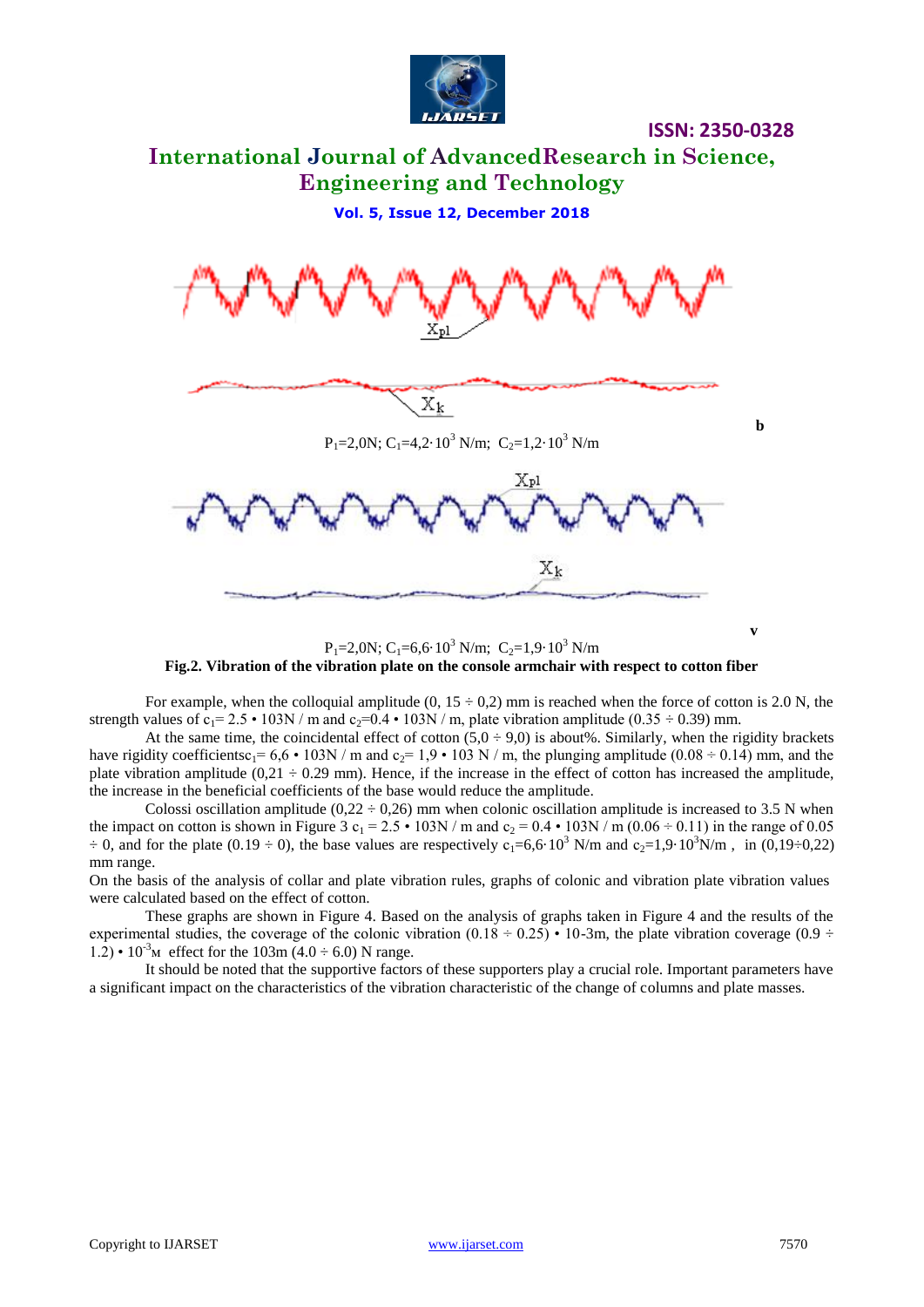$X_{pl}$

$X_k$

**b**

$P_1$=2,0N; $C_1$=4,2·$10^3$ N/m; $C_2$=1,2·$10^3$ N/m

$X_{pl}$

$X_k$

**v**

$P_1$=2,0N; $C_1$=6,6·$10^3$ N/m; $C_2$=1,9·$10^3$ N/m

**Fig.2. Vibration of the vibration plate on the console armchair with respect to cotton fiber**

For example, when the colloquial amplitude (0, 15 ÷ 0,2) mm is reached when the force of cotton is 2.0 N, the strength values of $c_1$= 2.5 • 103N / m and $c_2$=0.4 • 103N / m, plate vibration amplitude (0.35 ÷ 0.39) mm.

At the same time, the coincidental effect of cotton (5,0 ÷ 9,0) is about%. Similarly, when the rigidity brackets have rigidity coefficients$c_1$= 6,6 • 103N / m and $c_2$= 1,9 • 103 N / m, the plunging amplitude (0.08 ÷ 0.14) mm, and the plate vibration amplitude (0,21 ÷ 0.29 mm). Hence, if the increase in the effect of cotton has increased the amplitude, the increase in the beneficial coefficients of the base would reduce the amplitude.

Colossi oscillation amplitude (0,22 ÷ 0,26) mm when colonic oscillation amplitude is increased to 3.5 N when the impact on cotton is shown in Figure 3 $c_1$ = 2.5 • 103N / m and $c_2$ = 0.4 • 103N / m (0.06 ÷ 0.11) in the range of 0.05 ÷ 0, and for the plate (0.19 ÷ 0), the base values are respectively $c_1$=6,6·$10^3$ N/m and $c_2$=1,9·$10^3$N/m , in (0,19÷0,22) mm range.

On the basis of the analysis of collar and plate vibration rules, graphs of colonic and vibration plate vibration values were calculated based on the effect of cotton.

These graphs are shown in Figure 4. Based on the analysis of graphs taken in Figure 4 and the results of the experimental studies, the coverage of the colonic vibration (0.18 ÷ 0.25) • 10-3m, the plate vibration coverage (0.9 ÷ 1.2) • $10^{-3}$м effect for the 103m (4.0 ÷ 6.0) N range.

It should be noted that the supportive factors of these supporters play a crucial role. Important parameters have a significant impact on the characteristics of the vibration characteristic of the change of columns and plate masses.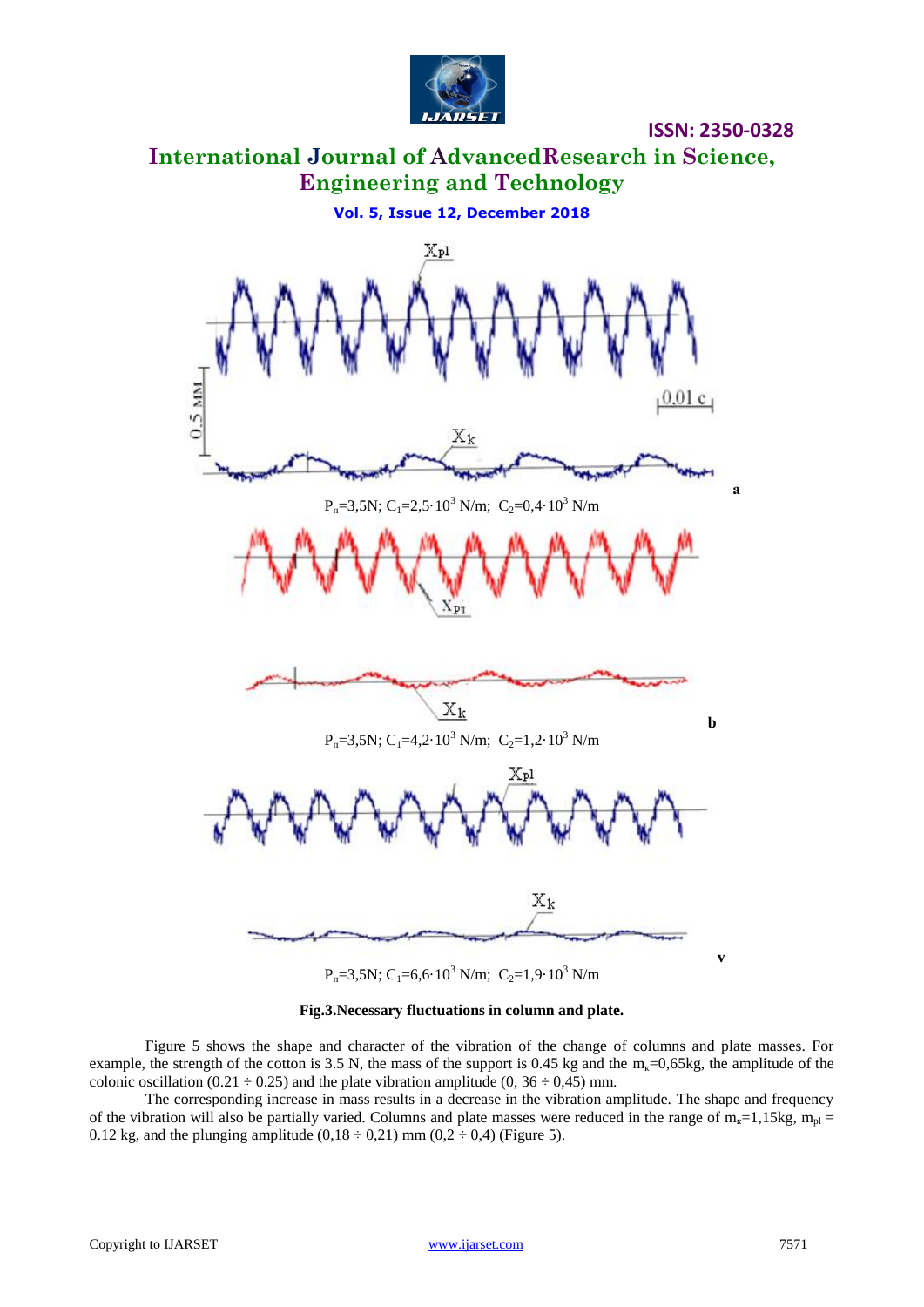$P_п$=3,5N; $C_1$=2,5·$10^3$ N/m;  $C_2$=0,4·$10^3$ N/m

a

$P_п$=3,5N; $C_1$=4,2·$10^3$ N/m;  $C_2$=1,2·$10^3$ N/m

b

$P_п$=3,5N; $C_1$=6,6·$10^3$ N/m;  $C_2$=1,9·$10^3$ N/m

v

**Fig.3.Necessary fluctuations in column and plate.**

Figure 5 shows the shape and character of the vibration of the change of columns and plate masses. For example, the strength of the cotton is 3.5 N, the mass of the support is 0.45 kg and the $m_к$=0,65kg, the amplitude of the colonic oscillation (0.21 ÷ 0.25) and the plate vibration amplitude (0, 36 ÷ 0,45) mm.

The corresponding increase in mass results in a decrease in the vibration amplitude. The shape and frequency of the vibration will also be partially varied. Columns and plate masses were reduced in the range of $m_к$=1,15kg, $m_{pl}$ = 0.12 kg, and the plunging amplitude (0,18 ÷ 0,21) mm (0,2 ÷ 0,4) (Figure 5).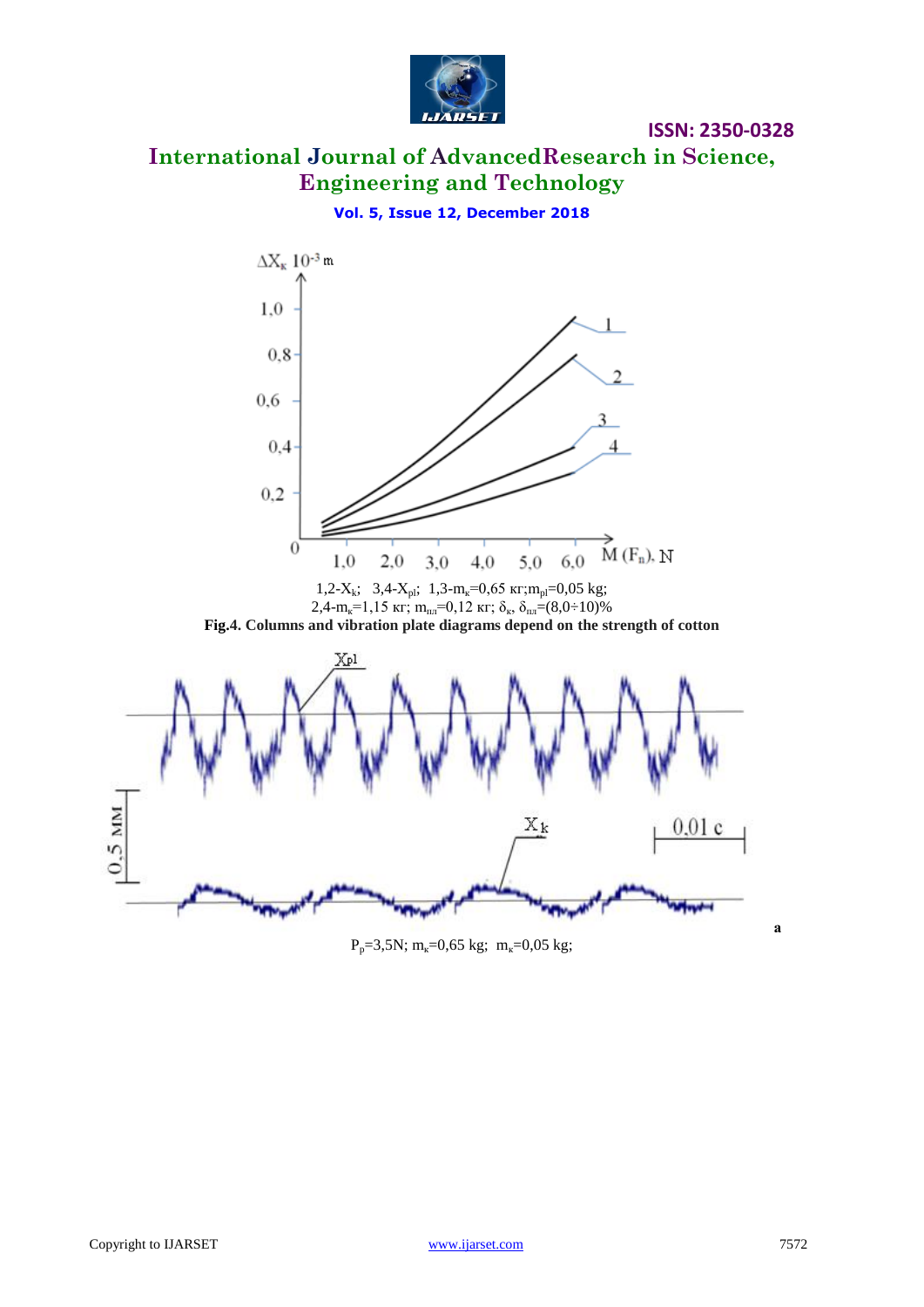1,2-$X_k$; 3,4-$X_{pl}$; 1,3-$m_к$=0,65 кг;$m_{pl}$=0,05 kg;
2,4-$m_к$=1,15 кг; $m_{пл}$=0,12 кг; $\delta_к$, $\delta_{пл}$=(8,0÷10)%

**Fig.4. Columns and vibration plate diagrams depend on the strength of cotton**

a

$P_p$=3,5N; $m_к$=0,65 kg; $m_к$=0,05 kg;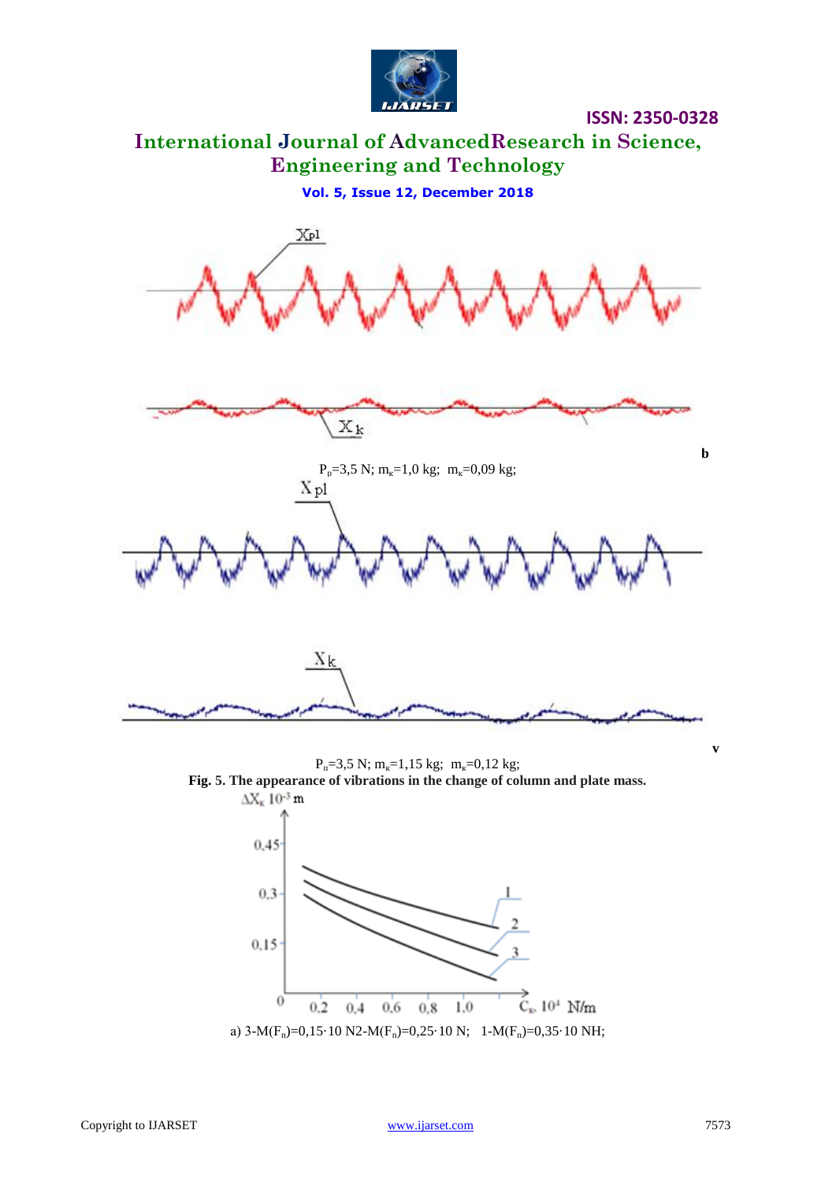b

$P_p$=3,5 N; $m_к$=1,0 kg; $m_к$=0,09 kg;

v

$P_п$=3,5 N; $m_к$=1,15 kg; $m_к$=0,12 kg;

**Fig. 5. The appearance of vibrations in the change of column and plate mass.**

a) 3-M($F_n$)=0,15·10 N2-M($F_n$)=0,25·10 N; 1-M($F_n$)=0,35·10 NH;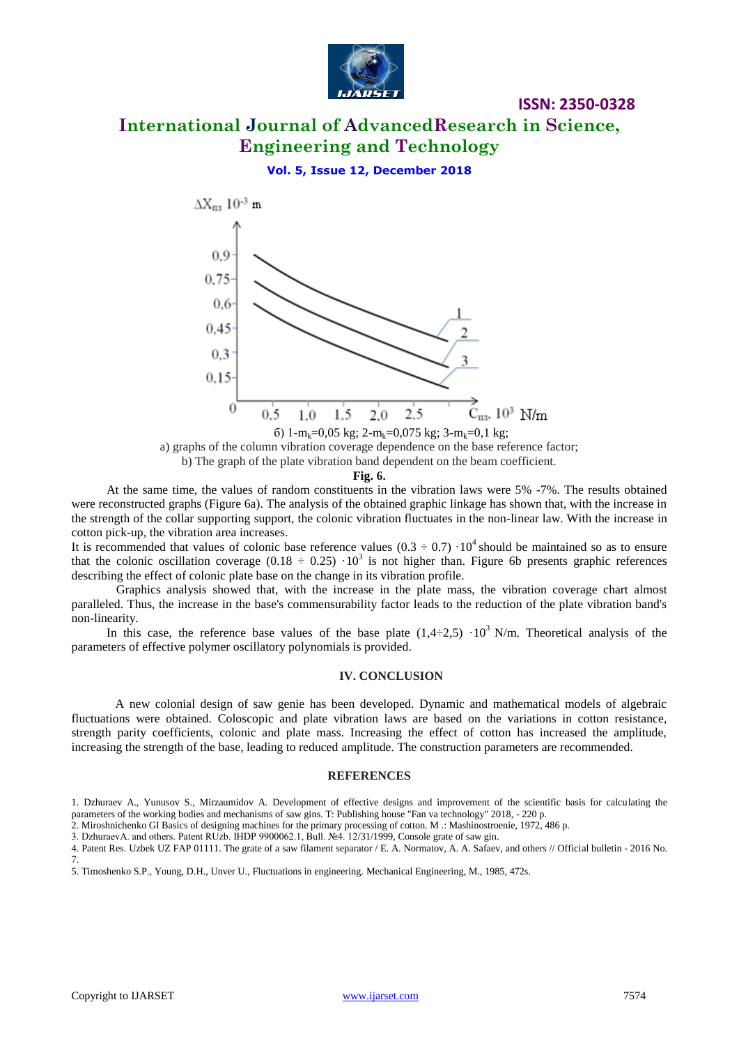$\Delta X_{пз}$ $10^{-3}$ m

0,9

0,75

0,6

0,45

0,3

0,15

0

0,5 1,0 1,5 2,0 2,5

$C_{пз}$, $10^3$ N/m

1

2

3

б) 1-$m_k$=0,05 kg; 2-$m_k$=0,075 kg; 3-$m_k$=0,1 kg;

a) graphs of the column vibration coverage dependence on the base reference factor;

b) The graph of the plate vibration band dependent on the beam coefficient.

**Fig. 6.**

At the same time, the values of random constituents in the vibration laws were 5% -7%. The results obtained were reconstructed graphs (Figure 6a). The analysis of the obtained graphic linkage has shown that, with the increase in the strength of the collar supporting support, the colonic vibration fluctuates in the non-linear law. With the increase in cotton pick-up, the vibration area increases.

It is recommended that values of colonic base reference values $(0.3 \div 0.7) \cdot 10^4$ should be maintained so as to ensure that the colonic oscillation coverage $(0.18 \div 0.25) \cdot 10^3$ is not higher than. Figure 6b presents graphic references describing the effect of colonic plate base on the change in its vibration profile.

Graphics analysis showed that, with the increase in the plate mass, the vibration coverage chart almost paralleled. Thus, the increase in the base's commensurability factor leads to the reduction of the plate vibration band's non-linearity.

In this case, the reference base values of the base plate $(1{,}4 \div 2{,}5) \cdot 10^3$ N/m. Theoretical analysis of the parameters of effective polymer oscillatory polynomials is provided.

## IV. CONCLUSION

A new colonial design of saw genie has been developed. Dynamic and mathematical models of algebraic fluctuations were obtained. Coloscopic and plate vibration laws are based on the variations in cotton resistance, strength parity coefficients, colonic and plate mass. Increasing the effect of cotton has increased the amplitude, increasing the strength of the base, leading to reduced amplitude. The construction parameters are recommended.

## REFERENCES

1. Dzhuraev A., Yunusov S., Mirzaumidov A. Development of effective designs and improvement of the scientific basis for calculating the parameters of the working bodies and mechanisms of saw gins. T: Publishing house "Fan va technology" 2018, - 220 p.
2. Miroshnichenko GI Basics of designing machines for the primary processing of cotton. M .: Mashinostroenie, 1972, 486 p.
3. DzhuraevA. and others. Patent RUzb. IHDP 9900062.1, Bull. №4. 12/31/1999, Console grate of saw gin.
4. Patent Res. Uzbek UZ FAP 01111. The grate of a saw filament separator / E. A. Normatov, A. A. Safaev, and others // Official bulletin - 2016 No. 7.
5. Timoshenko S.P., Young, D.H., Unver U., Fluctuations in engineering. Mechanical Engineering, M., 1985, 472s.